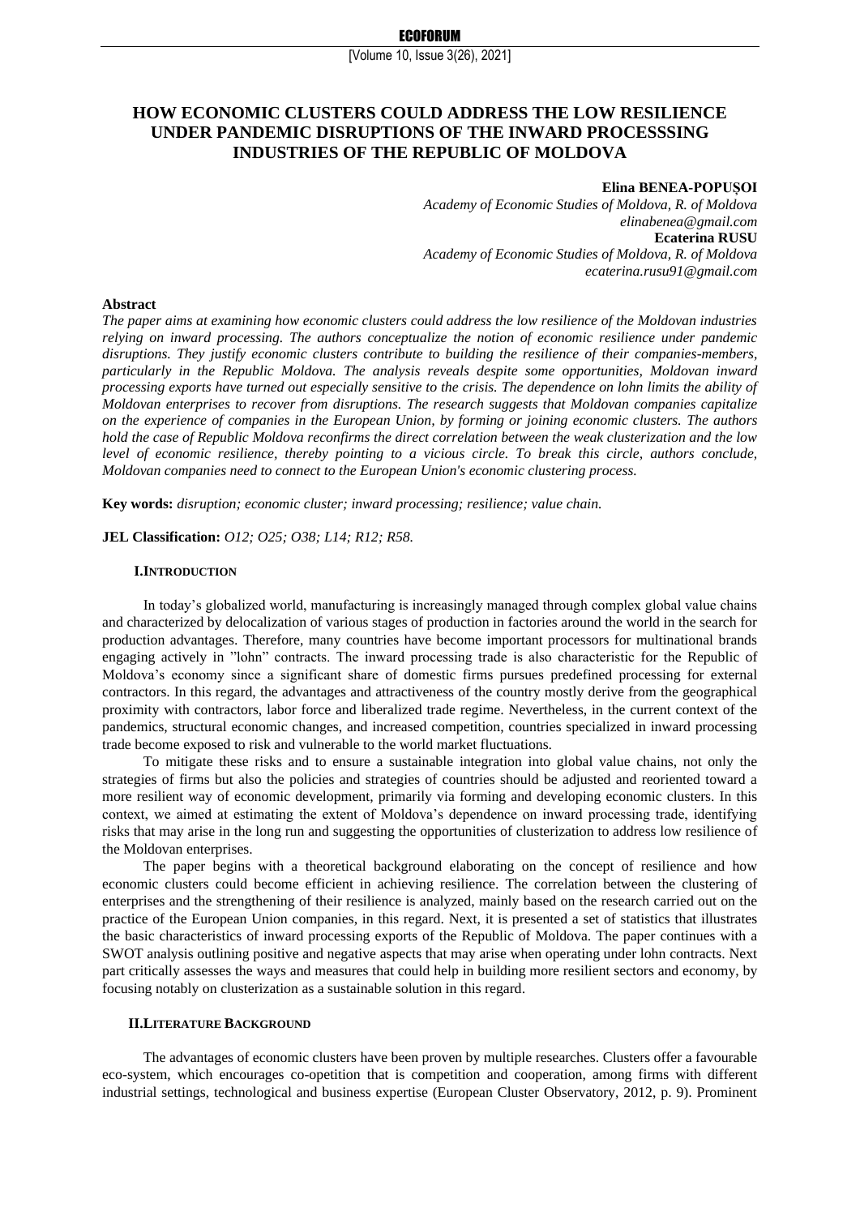# HOW ECONOMIC CLUSTERS COULD ADDRESS THE LOW RESILIENCE UNDER PANDEMIC DISRUPTIONS OF THE INWARD PROCESSSING INDUSTRIES OF THE REPUBLIC OF MOLDOVA

**Elina BENEA-POPUȘOI**
*Academy of Economic Studies of Moldova, R. of Moldova*
*elinabenea@gmail.com*
**Ecaterina RUSU**
*Academy of Economic Studies of Moldova, R. of Moldova*
*ecaterina.rusu91@gmail.com*

**Abstract**

*The paper aims at examining how economic clusters could address the low resilience of the Moldovan industries relying on inward processing. The authors conceptualize the notion of economic resilience under pandemic disruptions. They justify economic clusters contribute to building the resilience of their companies-members, particularly in the Republic Moldova. The analysis reveals despite some opportunities, Moldovan inward processing exports have turned out especially sensitive to the crisis. The dependence on lohn limits the ability of Moldovan enterprises to recover from disruptions. The research suggests that Moldovan companies capitalize on the experience of companies in the European Union, by forming or joining economic clusters. The authors hold the case of Republic Moldova reconfirms the direct correlation between the weak clusterization and the low level of economic resilience, thereby pointing to a vicious circle. To break this circle, authors conclude, Moldovan companies need to connect to the European Union's economic clustering process.*

**Key words:** *disruption; economic cluster; inward processing; resilience; value chain.*

**JEL Classification:** *O12; O25; O38; L14; R12; R58.*

## I. INTRODUCTION

In today's globalized world, manufacturing is increasingly managed through complex global value chains and characterized by delocalization of various stages of production in factories around the world in the search for production advantages. Therefore, many countries have become important processors for multinational brands engaging actively in "lohn" contracts. The inward processing trade is also characteristic for the Republic of Moldova's economy since a significant share of domestic firms pursues predefined processing for external contractors. In this regard, the advantages and attractiveness of the country mostly derive from the geographical proximity with contractors, labor force and liberalized trade regime. Nevertheless, in the current context of the pandemics, structural economic changes, and increased competition, countries specialized in inward processing trade become exposed to risk and vulnerable to the world market fluctuations.

To mitigate these risks and to ensure a sustainable integration into global value chains, not only the strategies of firms but also the policies and strategies of countries should be adjusted and reoriented toward a more resilient way of economic development, primarily via forming and developing economic clusters. In this context, we aimed at estimating the extent of Moldova's dependence on inward processing trade, identifying risks that may arise in the long run and suggesting the opportunities of clusterization to address low resilience of the Moldovan enterprises.

The paper begins with a theoretical background elaborating on the concept of resilience and how economic clusters could become efficient in achieving resilience. The correlation between the clustering of enterprises and the strengthening of their resilience is analyzed, mainly based on the research carried out on the practice of the European Union companies, in this regard. Next, it is presented a set of statistics that illustrates the basic characteristics of inward processing exports of the Republic of Moldova. The paper continues with a SWOT analysis outlining positive and negative aspects that may arise when operating under lohn contracts. Next part critically assesses the ways and measures that could help in building more resilient sectors and economy, by focusing notably on clusterization as a sustainable solution in this regard.

## II. LITERATURE BACKGROUND

The advantages of economic clusters have been proven by multiple researches. Clusters offer a favourable eco-system, which encourages co-opetition that is competition and cooperation, among firms with different industrial settings, technological and business expertise (European Cluster Observatory, 2012, p. 9). Prominent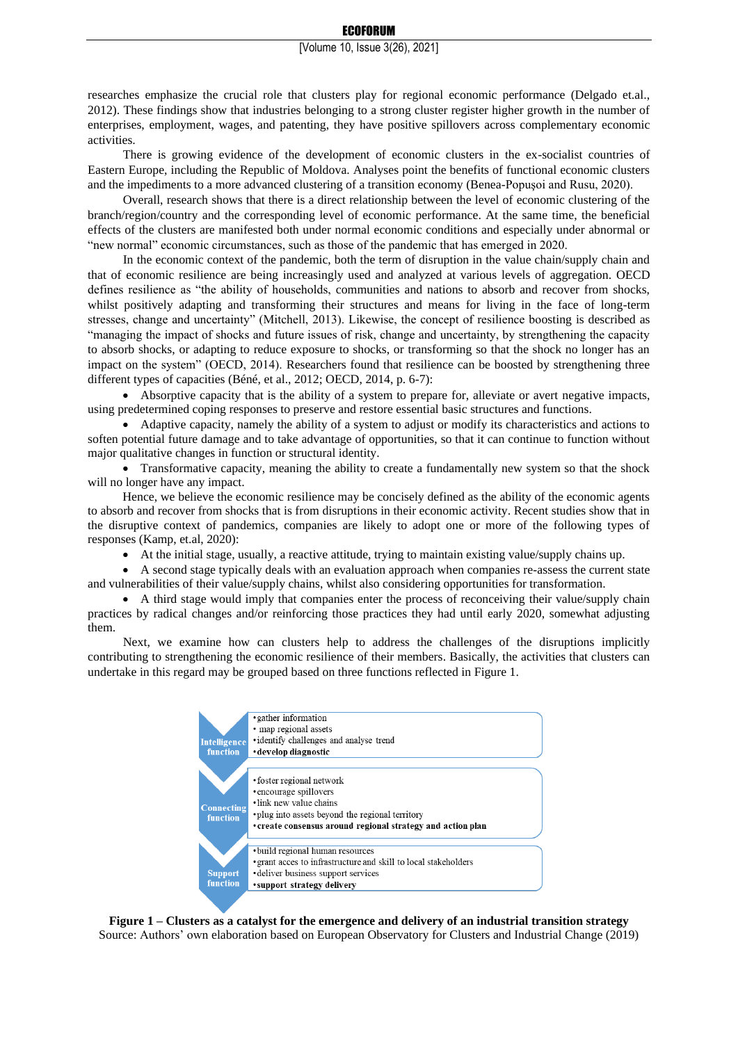researches emphasize the crucial role that clusters play for regional economic performance (Delgado et.al., 2012). These findings show that industries belonging to a strong cluster register higher growth in the number of enterprises, employment, wages, and patenting, they have positive spillovers across complementary economic activities.

There is growing evidence of the development of economic clusters in the ex-socialist countries of Eastern Europe, including the Republic of Moldova. Analyses point the benefits of functional economic clusters and the impediments to a more advanced clustering of a transition economy (Benea-Popuşoi and Rusu, 2020).

Overall, research shows that there is a direct relationship between the level of economic clustering of the branch/region/country and the corresponding level of economic performance. At the same time, the beneficial effects of the clusters are manifested both under normal economic conditions and especially under abnormal or "new normal" economic circumstances, such as those of the pandemic that has emerged in 2020.

In the economic context of the pandemic, both the term of disruption in the value chain/supply chain and that of economic resilience are being increasingly used and analyzed at various levels of aggregation. OECD defines resilience as "the ability of households, communities and nations to absorb and recover from shocks, whilst positively adapting and transforming their structures and means for living in the face of long-term stresses, change and uncertainty" (Mitchell, 2013). Likewise, the concept of resilience boosting is described as "managing the impact of shocks and future issues of risk, change and uncertainty, by strengthening the capacity to absorb shocks, or adapting to reduce exposure to shocks, or transforming so that the shock no longer has an impact on the system" (OECD, 2014). Researchers found that resilience can be boosted by strengthening three different types of capacities (Béné, et al., 2012; OECD, 2014, p. 6-7):

- Absorptive capacity that is the ability of a system to prepare for, alleviate or avert negative impacts, using predetermined coping responses to preserve and restore essential basic structures and functions.
- Adaptive capacity, namely the ability of a system to adjust or modify its characteristics and actions to soften potential future damage and to take advantage of opportunities, so that it can continue to function without major qualitative changes in function or structural identity.
- Transformative capacity, meaning the ability to create a fundamentally new system so that the shock will no longer have any impact.

Hence, we believe the economic resilience may be concisely defined as the ability of the economic agents to absorb and recover from shocks that is from disruptions in their economic activity. Recent studies show that in the disruptive context of pandemics, companies are likely to adopt one or more of the following types of responses (Kamp, et.al, 2020):

- At the initial stage, usually, a reactive attitude, trying to maintain existing value/supply chains up.
- A second stage typically deals with an evaluation approach when companies re-assess the current state and vulnerabilities of their value/supply chains, whilst also considering opportunities for transformation.
- A third stage would imply that companies enter the process of reconceiving their value/supply chain practices by radical changes and/or reinforcing those practices they had until early 2020, somewhat adjusting them.

Next, we examine how can clusters help to address the challenges of the disruptions implicitly contributing to strengthening the economic resilience of their members. Basically, the activities that clusters can undertake in this regard may be grouped based on three functions reflected in Figure 1.

| Function | Activities |
|---|---|
| Intelligence function | • gather information<br>• map regional assets<br>• identify challenges and analyse trend<br>• **develop diagnostic** |
| Connecting function | • foster regional network<br>• encourage spillovers<br>• link new value chains<br>• plug into assets beyond the regional territory<br>• **create consensus around regional strategy and action plan** |
| Support function | • build regional human resources<br>• grant acces to infrastructure and skill to local stakeholders<br>• deliver business support services<br>• **support strategy delivery** |

**Figure 1 – Clusters as a catalyst for the emergence and delivery of an industrial transition strategy**
Source: Authors' own elaboration based on European Observatory for Clusters and Industrial Change (2019)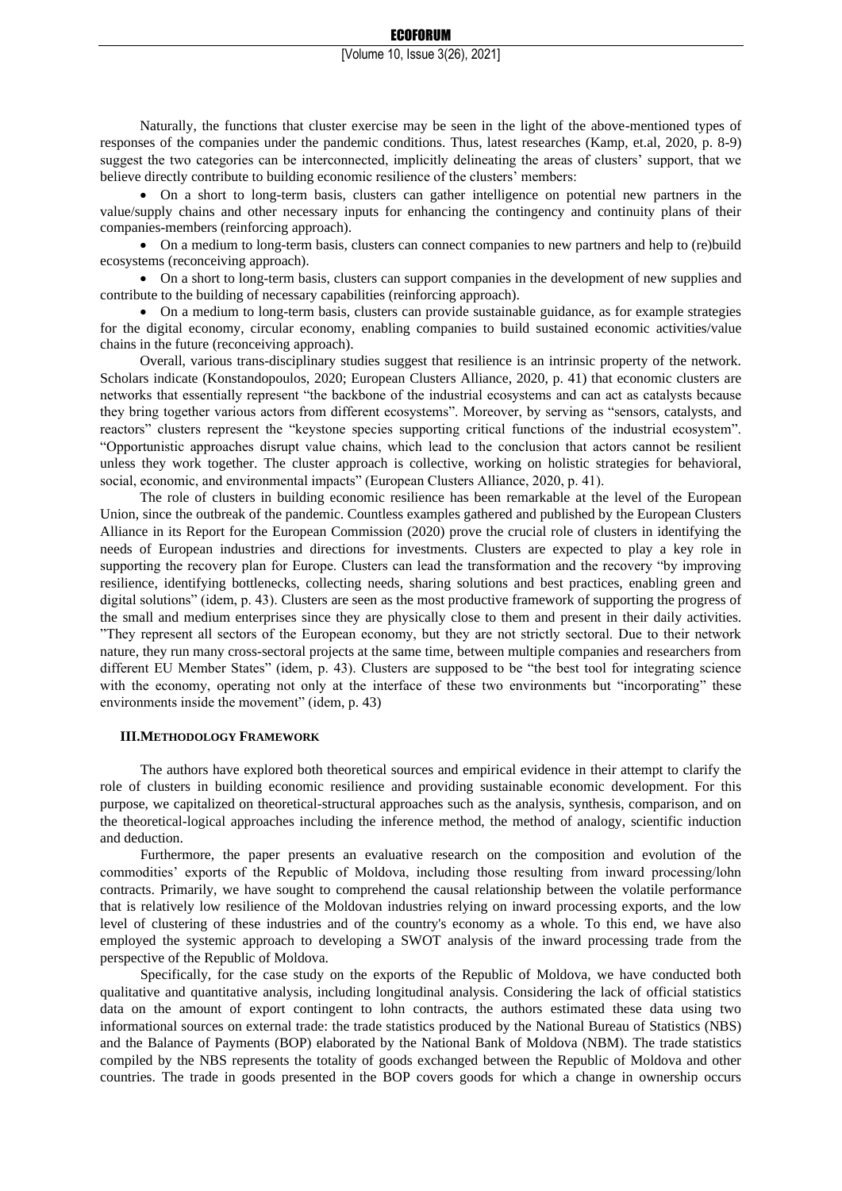Naturally, the functions that cluster exercise may be seen in the light of the above-mentioned types of responses of the companies under the pandemic conditions. Thus, latest researches (Kamp, et.al, 2020, p. 8-9) suggest the two categories can be interconnected, implicitly delineating the areas of clusters' support, that we believe directly contribute to building economic resilience of the clusters' members:

- On a short to long-term basis, clusters can gather intelligence on potential new partners in the value/supply chains and other necessary inputs for enhancing the contingency and continuity plans of their companies-members (reinforcing approach).
- On a medium to long-term basis, clusters can connect companies to new partners and help to (re)build ecosystems (reconceiving approach).
- On a short to long-term basis, clusters can support companies in the development of new supplies and contribute to the building of necessary capabilities (reinforcing approach).
- On a medium to long-term basis, clusters can provide sustainable guidance, as for example strategies for the digital economy, circular economy, enabling companies to build sustained economic activities/value chains in the future (reconceiving approach).

Overall, various trans-disciplinary studies suggest that resilience is an intrinsic property of the network. Scholars indicate (Konstandopoulos, 2020; European Clusters Alliance, 2020, p. 41) that economic clusters are networks that essentially represent "the backbone of the industrial ecosystems and can act as catalysts because they bring together various actors from different ecosystems". Moreover, by serving as "sensors, catalysts, and reactors" clusters represent the "keystone species supporting critical functions of the industrial ecosystem". "Opportunistic approaches disrupt value chains, which lead to the conclusion that actors cannot be resilient unless they work together. The cluster approach is collective, working on holistic strategies for behavioral, social, economic, and environmental impacts" (European Clusters Alliance, 2020, p. 41).

The role of clusters in building economic resilience has been remarkable at the level of the European Union, since the outbreak of the pandemic. Countless examples gathered and published by the European Clusters Alliance in its Report for the European Commission (2020) prove the crucial role of clusters in identifying the needs of European industries and directions for investments. Clusters are expected to play a key role in supporting the recovery plan for Europe. Clusters can lead the transformation and the recovery "by improving resilience, identifying bottlenecks, collecting needs, sharing solutions and best practices, enabling green and digital solutions" (idem, p. 43). Clusters are seen as the most productive framework of supporting the progress of the small and medium enterprises since they are physically close to them and present in their daily activities. "They represent all sectors of the European economy, but they are not strictly sectoral. Due to their network nature, they run many cross-sectoral projects at the same time, between multiple companies and researchers from different EU Member States" (idem, p. 43). Clusters are supposed to be "the best tool for integrating science with the economy, operating not only at the interface of these two environments but "incorporating" these environments inside the movement" (idem, p. 43)

## III. METHODOLOGY FRAMEWORK

The authors have explored both theoretical sources and empirical evidence in their attempt to clarify the role of clusters in building economic resilience and providing sustainable economic development. For this purpose, we capitalized on theoretical-structural approaches such as the analysis, synthesis, comparison, and on the theoretical-logical approaches including the inference method, the method of analogy, scientific induction and deduction.

Furthermore, the paper presents an evaluative research on the composition and evolution of the commodities' exports of the Republic of Moldova, including those resulting from inward processing/lohn contracts. Primarily, we have sought to comprehend the causal relationship between the volatile performance that is relatively low resilience of the Moldovan industries relying on inward processing exports, and the low level of clustering of these industries and of the country's economy as a whole. To this end, we have also employed the systemic approach to developing a SWOT analysis of the inward processing trade from the perspective of the Republic of Moldova.

Specifically, for the case study on the exports of the Republic of Moldova, we have conducted both qualitative and quantitative analysis, including longitudinal analysis. Considering the lack of official statistics data on the amount of export contingent to lohn contracts, the authors estimated these data using two informational sources on external trade: the trade statistics produced by the National Bureau of Statistics (NBS) and the Balance of Payments (BOP) elaborated by the National Bank of Moldova (NBM). The trade statistics compiled by the NBS represents the totality of goods exchanged between the Republic of Moldova and other countries. The trade in goods presented in the BOP covers goods for which a change in ownership occurs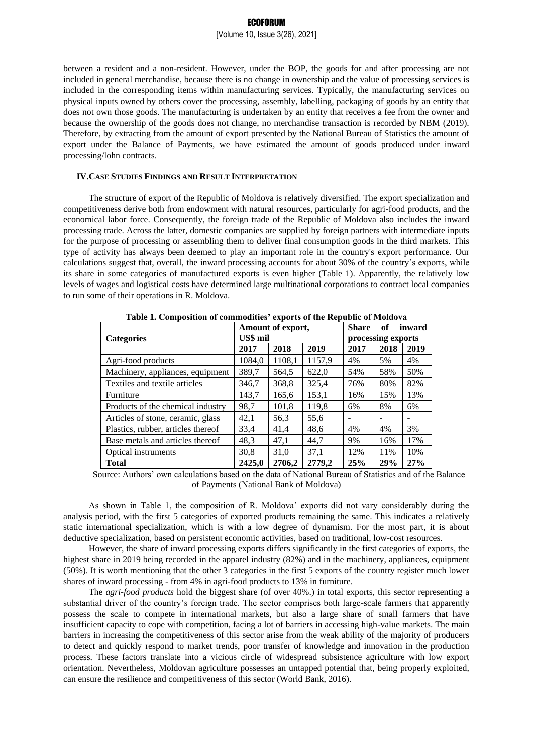between a resident and a non-resident. However, under the BOP, the goods for and after processing are not included in general merchandise, because there is no change in ownership and the value of processing services is included in the corresponding items within manufacturing services. Typically, the manufacturing services on physical inputs owned by others cover the processing, assembly, labelling, packaging of goods by an entity that does not own those goods. The manufacturing is undertaken by an entity that receives a fee from the owner and because the ownership of the goods does not change, no merchandise transaction is recorded by NBM (2019). Therefore, by extracting from the amount of export presented by the National Bureau of Statistics the amount of export under the Balance of Payments, we have estimated the amount of goods produced under inward processing/lohn contracts.

## IV. CASE STUDIES FINDINGS AND RESULT INTERPRETATION

The structure of export of the Republic of Moldova is relatively diversified. The export specialization and competitiveness derive both from endowment with natural resources, particularly for agri-food products, and the economical labor force. Consequently, the foreign trade of the Republic of Moldova also includes the inward processing trade. Across the latter, domestic companies are supplied by foreign partners with intermediate inputs for the purpose of processing or assembling them to deliver final consumption goods in the third markets. This type of activity has always been deemed to play an important role in the country's export performance. Our calculations suggest that, overall, the inward processing accounts for about 30% of the country's exports, while its share in some categories of manufactured exports is even higher (Table 1). Apparently, the relatively low levels of wages and logistical costs have determined large multinational corporations to contract local companies to run some of their operations in R. Moldova.

**Table 1. Composition of commodities' exports of the Republic of Moldova**

| Categories | Amount of export, US$ mil | | | Share of inward processing exports | | |
|---|---|---|---|---|---|---|
| | 2017 | 2018 | 2019 | 2017 | 2018 | 2019 |
| Agri-food products | 1084,0 | 1108,1 | 1157,9 | 4% | 5% | 4% |
| Machinery, appliances, equipment | 389,7 | 564,5 | 622,0 | 54% | 58% | 50% |
| Textiles and textile articles | 346,7 | 368,8 | 325,4 | 76% | 80% | 82% |
| Furniture | 143,7 | 165,6 | 153,1 | 16% | 15% | 13% |
| Products of the chemical industry | 98,7 | 101,8 | 119,8 | 6% | 8% | 6% |
| Articles of stone, ceramic, glass | 42,1 | 56,3 | 55,6 | - | - | - |
| Plastics, rubber, articles thereof | 33,4 | 41,4 | 48,6 | 4% | 4% | 3% |
| Base metals and articles thereof | 48,3 | 47,1 | 44,7 | 9% | 16% | 17% |
| Optical instruments | 30,8 | 31,0 | 37,1 | 12% | 11% | 10% |
| **Total** | **2425,0** | **2706,2** | **2779,2** | **25%** | **29%** | **27%** |

Source: Authors' own calculations based on the data of National Bureau of Statistics and of the Balance of Payments (National Bank of Moldova)

As shown in Table 1, the composition of R. Moldova' exports did not vary considerably during the analysis period, with the first 5 categories of exported products remaining the same. This indicates a relatively static international specialization, which is with a low degree of dynamism. For the most part, it is about deductive specialization, based on persistent economic activities, based on traditional, low-cost resources.

However, the share of inward processing exports differs significantly in the first categories of exports, the highest share in 2019 being recorded in the apparel industry (82%) and in the machinery, appliances, equipment (50%). It is worth mentioning that the other 3 categories in the first 5 exports of the country register much lower shares of inward processing - from 4% in agri-food products to 13% in furniture.

The *agri-food products* hold the biggest share (of over 40%.) in total exports, this sector representing a substantial driver of the country's foreign trade. The sector comprises both large-scale farmers that apparently possess the scale to compete in international markets, but also a large share of small farmers that have insufficient capacity to cope with competition, facing a lot of barriers in accessing high-value markets. The main barriers in increasing the competitiveness of this sector arise from the weak ability of the majority of producers to detect and quickly respond to market trends, poor transfer of knowledge and innovation in the production process. These factors translate into a vicious circle of widespread subsistence agriculture with low export orientation. Nevertheless, Moldovan agriculture possesses an untapped potential that, being properly exploited, can ensure the resilience and competitiveness of this sector (World Bank, 2016).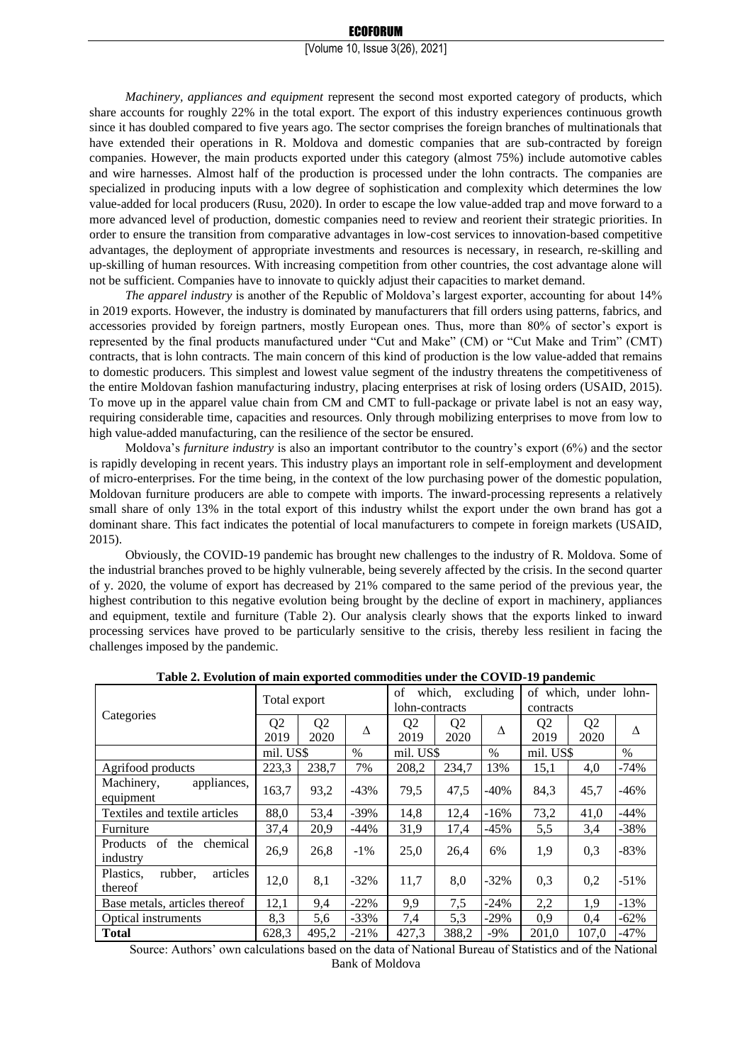*Machinery, appliances and equipment* represent the second most exported category of products, which share accounts for roughly 22% in the total export. The export of this industry experiences continuous growth since it has doubled compared to five years ago. The sector comprises the foreign branches of multinationals that have extended their operations in R. Moldova and domestic companies that are sub-contracted by foreign companies. However, the main products exported under this category (almost 75%) include automotive cables and wire harnesses. Almost half of the production is processed under the lohn contracts. The companies are specialized in producing inputs with a low degree of sophistication and complexity which determines the low value-added for local producers (Rusu, 2020). In order to escape the low value-added trap and move forward to a more advanced level of production, domestic companies need to review and reorient their strategic priorities. In order to ensure the transition from comparative advantages in low-cost services to innovation-based competitive advantages, the deployment of appropriate investments and resources is necessary, in research, re-skilling and up-skilling of human resources. With increasing competition from other countries, the cost advantage alone will not be sufficient. Companies have to innovate to quickly adjust their capacities to market demand.

*The apparel industry* is another of the Republic of Moldova's largest exporter, accounting for about 14% in 2019 exports. However, the industry is dominated by manufacturers that fill orders using patterns, fabrics, and accessories provided by foreign partners, mostly European ones. Thus, more than 80% of sector's export is represented by the final products manufactured under "Cut and Make" (CM) or "Cut Make and Trim" (CMT) contracts, that is lohn contracts. The main concern of this kind of production is the low value-added that remains to domestic producers. This simplest and lowest value segment of the industry threatens the competitiveness of the entire Moldovan fashion manufacturing industry, placing enterprises at risk of losing orders (USAID, 2015). To move up in the apparel value chain from CM and CMT to full-package or private label is not an easy way, requiring considerable time, capacities and resources. Only through mobilizing enterprises to move from low to high value-added manufacturing, can the resilience of the sector be ensured.

Moldova's *furniture industry* is also an important contributor to the country's export (6%) and the sector is rapidly developing in recent years. This industry plays an important role in self-employment and development of micro-enterprises. For the time being, in the context of the low purchasing power of the domestic population, Moldovan furniture producers are able to compete with imports. The inward-processing represents a relatively small share of only 13% in the total export of this industry whilst the export under the own brand has got a dominant share. This fact indicates the potential of local manufacturers to compete in foreign markets (USAID, 2015).

Obviously, the COVID-19 pandemic has brought new challenges to the industry of R. Moldova. Some of the industrial branches proved to be highly vulnerable, being severely affected by the crisis. In the second quarter of y. 2020, the volume of export has decreased by 21% compared to the same period of the previous year, the highest contribution to this negative evolution being brought by the decline of export in machinery, appliances and equipment, textile and furniture (Table 2). Our analysis clearly shows that the exports linked to inward processing services have proved to be particularly sensitive to the crisis, thereby less resilient in facing the challenges imposed by the pandemic.

**Table 2. Evolution of main exported commodities under the COVID-19 pandemic**

| Categories | Total export | | | of which, excluding lohn-contracts | | | of which, under lohn-contracts | | |
|---|---|---|---|---|---|---|---|---|---|
| | Q2 2019 | Q2 2020 | Δ | Q2 2019 | Q2 2020 | Δ | Q2 2019 | Q2 2020 | Δ |
| | mil. US$ | | % | mil. US$ | | % | mil. US$ | | % |
| Agrifood products | 223,3 | 238,7 | 7% | 208,2 | 234,7 | 13% | 15,1 | 4,0 | -74% |
| Machinery, appliances, equipment | 163,7 | 93,2 | -43% | 79,5 | 47,5 | -40% | 84,3 | 45,7 | -46% |
| Textiles and textile articles | 88,0 | 53,4 | -39% | 14,8 | 12,4 | -16% | 73,2 | 41,0 | -44% |
| Furniture | 37,4 | 20,9 | -44% | 31,9 | 17,4 | -45% | 5,5 | 3,4 | -38% |
| Products of the chemical industry | 26,9 | 26,8 | -1% | 25,0 | 26,4 | 6% | 1,9 | 0,3 | -83% |
| Plastics, rubber, articles thereof | 12,0 | 8,1 | -32% | 11,7 | 8,0 | -32% | 0,3 | 0,2 | -51% |
| Base metals, articles thereof | 12,1 | 9,4 | -22% | 9,9 | 7,5 | -24% | 2,2 | 1,9 | -13% |
| Optical instruments | 8,3 | 5,6 | -33% | 7,4 | 5,3 | -29% | 0,9 | 0,4 | -62% |
| **Total** | 628,3 | 495,2 | -21% | 427,3 | 388,2 | -9% | 201,0 | 107,0 | -47% |

Source: Authors' own calculations based on the data of National Bureau of Statistics and of the National Bank of Moldova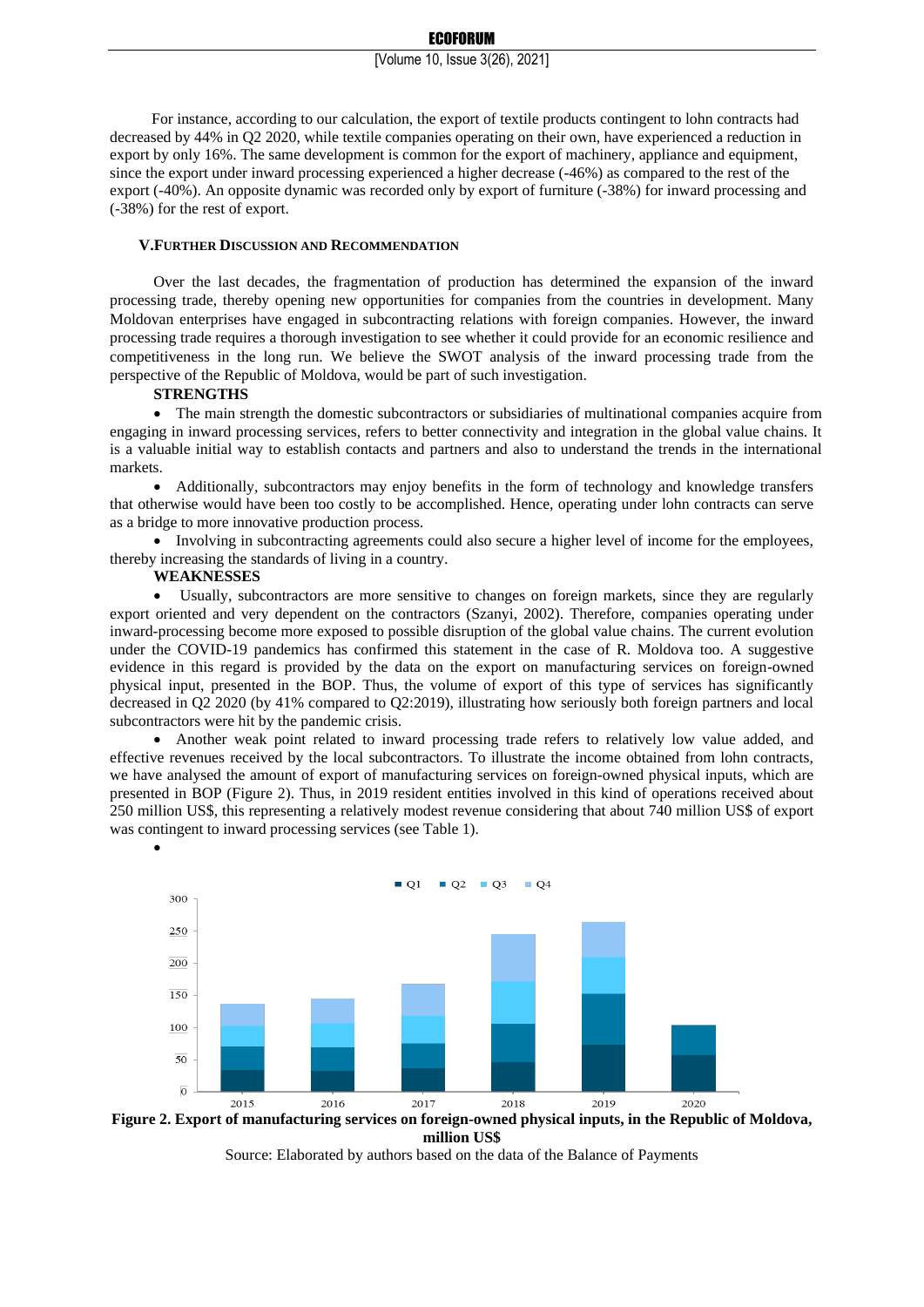For instance, according to our calculation, the export of textile products contingent to lohn contracts had decreased by 44% in Q2 2020, while textile companies operating on their own, have experienced a reduction in export by only 16%. The same development is common for the export of machinery, appliance and equipment, since the export under inward processing experienced a higher decrease (-46%) as compared to the rest of the export (-40%). An opposite dynamic was recorded only by export of furniture (-38%) for inward processing and (-38%) for the rest of export.

## V. FURTHER DISCUSSION AND RECOMMENDATION

Over the last decades, the fragmentation of production has determined the expansion of the inward processing trade, thereby opening new opportunities for companies from the countries in development. Many Moldovan enterprises have engaged in subcontracting relations with foreign companies. However, the inward processing trade requires a thorough investigation to see whether it could provide for an economic resilience and competitiveness in the long run. We believe the SWOT analysis of the inward processing trade from the perspective of the Republic of Moldova, would be part of such investigation.

**STRENGTHS**

- The main strength the domestic subcontractors or subsidiaries of multinational companies acquire from engaging in inward processing services, refers to better connectivity and integration in the global value chains. It is a valuable initial way to establish contacts and partners and also to understand the trends in the international markets.
- Additionally, subcontractors may enjoy benefits in the form of technology and knowledge transfers that otherwise would have been too costly to be accomplished. Hence, operating under lohn contracts can serve as a bridge to more innovative production process.
- Involving in subcontracting agreements could also secure a higher level of income for the employees, thereby increasing the standards of living in a country.

**WEAKNESSES**

- Usually, subcontractors are more sensitive to changes on foreign markets, since they are regularly export oriented and very dependent on the contractors (Szanyi, 2002). Therefore, companies operating under inward-processing become more exposed to possible disruption of the global value chains. The current evolution under the COVID-19 pandemics has confirmed this statement in the case of R. Moldova too. A suggestive evidence in this regard is provided by the data on the export on manufacturing services on foreign-owned physical input, presented in the BOP. Thus, the volume of export of this type of services has significantly decreased in Q2 2020 (by 41% compared to Q2:2019), illustrating how seriously both foreign partners and local subcontractors were hit by the pandemic crisis.
- Another weak point related to inward processing trade refers to relatively low value added, and effective revenues received by the local subcontractors. To illustrate the income obtained from lohn contracts, we have analysed the amount of export of manufacturing services on foreign-owned physical inputs, which are presented in BOP (Figure 2). Thus, in 2019 resident entities involved in this kind of operations received about 250 million US$, this representing a relatively modest revenue considering that about 740 million US$ of export was contingent to inward processing services (see Table 1).

**Figure 2. Export of manufacturing services on foreign-owned physical inputs, in the Republic of Moldova, million US$**

Source: Elaborated by authors based on the data of the Balance of Payments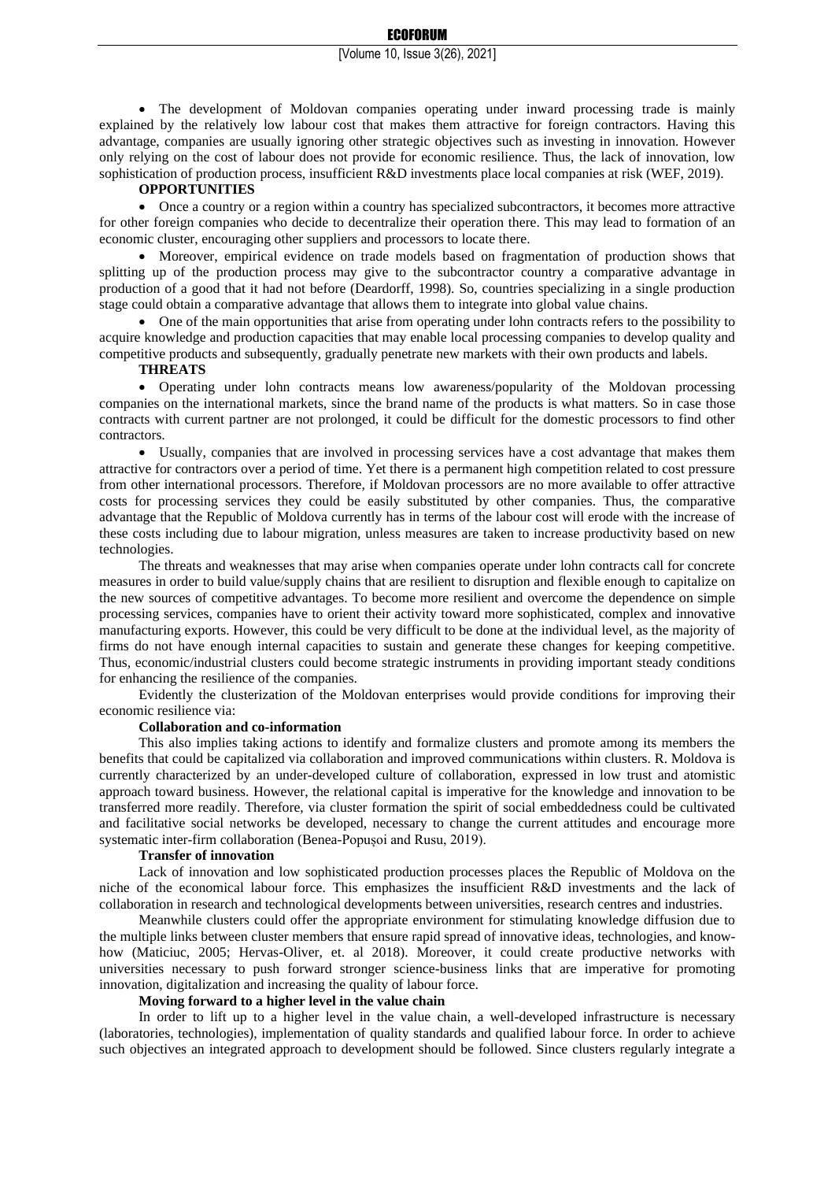- The development of Moldovan companies operating under inward processing trade is mainly explained by the relatively low labour cost that makes them attractive for foreign contractors. Having this advantage, companies are usually ignoring other strategic objectives such as investing in innovation. However only relying on the cost of labour does not provide for economic resilience. Thus, the lack of innovation, low sophistication of production process, insufficient R&D investments place local companies at risk (WEF, 2019).

**OPPORTUNITIES**

- Once a country or a region within a country has specialized subcontractors, it becomes more attractive for other foreign companies who decide to decentralize their operation there. This may lead to formation of an economic cluster, encouraging other suppliers and processors to locate there.
- Moreover, empirical evidence on trade models based on fragmentation of production shows that splitting up of the production process may give to the subcontractor country a comparative advantage in production of a good that it had not before (Deardorff, 1998). So, countries specializing in a single production stage could obtain a comparative advantage that allows them to integrate into global value chains.
- One of the main opportunities that arise from operating under lohn contracts refers to the possibility to acquire knowledge and production capacities that may enable local processing companies to develop quality and competitive products and subsequently, gradually penetrate new markets with their own products and labels.

**THREATS**

- Operating under lohn contracts means low awareness/popularity of the Moldovan processing companies on the international markets, since the brand name of the products is what matters. So in case those contracts with current partner are not prolonged, it could be difficult for the domestic processors to find other contractors.
- Usually, companies that are involved in processing services have a cost advantage that makes them attractive for contractors over a period of time. Yet there is a permanent high competition related to cost pressure from other international processors. Therefore, if Moldovan processors are no more available to offer attractive costs for processing services they could be easily substituted by other companies. Thus, the comparative advantage that the Republic of Moldova currently has in terms of the labour cost will erode with the increase of these costs including due to labour migration, unless measures are taken to increase productivity based on new technologies.

The threats and weaknesses that may arise when companies operate under lohn contracts call for concrete measures in order to build value/supply chains that are resilient to disruption and flexible enough to capitalize on the new sources of competitive advantages. To become more resilient and overcome the dependence on simple processing services, companies have to orient their activity toward more sophisticated, complex and innovative manufacturing exports. However, this could be very difficult to be done at the individual level, as the majority of firms do not have enough internal capacities to sustain and generate these changes for keeping competitive. Thus, economic/industrial clusters could become strategic instruments in providing important steady conditions for enhancing the resilience of the companies.

Evidently the clusterization of the Moldovan enterprises would provide conditions for improving their economic resilience via:

**Collaboration and co-information**

This also implies taking actions to identify and formalize clusters and promote among its members the benefits that could be capitalized via collaboration and improved communications within clusters. R. Moldova is currently characterized by an under-developed culture of collaboration, expressed in low trust and atomistic approach toward business. However, the relational capital is imperative for the knowledge and innovation to be transferred more readily. Therefore, via cluster formation the spirit of social embeddedness could be cultivated and facilitative social networks be developed, necessary to change the current attitudes and encourage more systematic inter-firm collaboration (Benea-Popușoi and Rusu, 2019).

**Transfer of innovation**

Lack of innovation and low sophisticated production processes places the Republic of Moldova on the niche of the economical labour force. This emphasizes the insufficient R&D investments and the lack of collaboration in research and technological developments between universities, research centres and industries.

Meanwhile clusters could offer the appropriate environment for stimulating knowledge diffusion due to the multiple links between cluster members that ensure rapid spread of innovative ideas, technologies, and know-how (Maticiuc, 2005; Hervas-Oliver, et. al 2018). Moreover, it could create productive networks with universities necessary to push forward stronger science-business links that are imperative for promoting innovation, digitalization and increasing the quality of labour force.

**Moving forward to a higher level in the value chain**

In order to lift up to a higher level in the value chain, a well-developed infrastructure is necessary (laboratories, technologies), implementation of quality standards and qualified labour force. In order to achieve such objectives an integrated approach to development should be followed. Since clusters regularly integrate a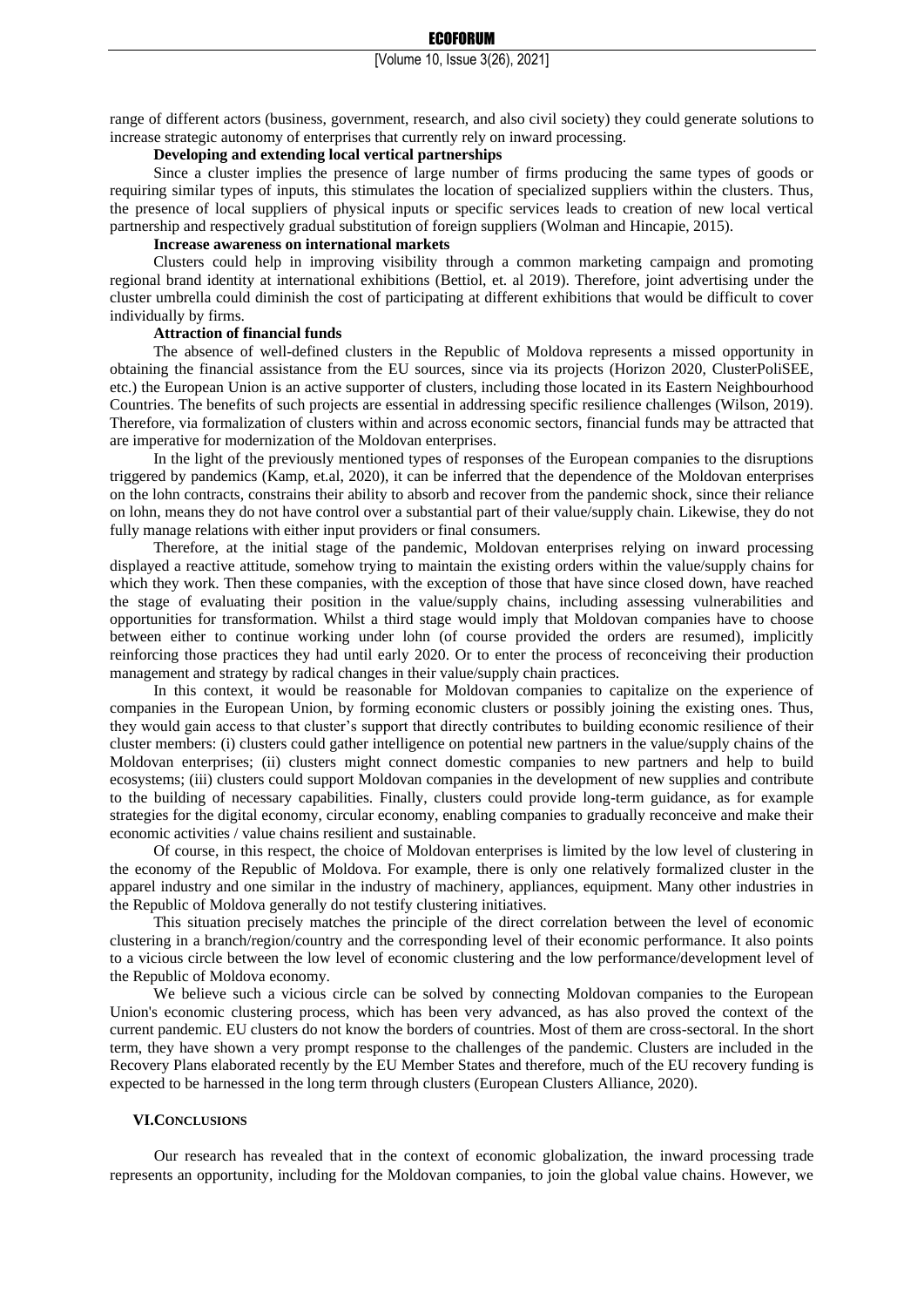range of different actors (business, government, research, and also civil society) they could generate solutions to increase strategic autonomy of enterprises that currently rely on inward processing.

**Developing and extending local vertical partnerships**

Since a cluster implies the presence of large number of firms producing the same types of goods or requiring similar types of inputs, this stimulates the location of specialized suppliers within the clusters. Thus, the presence of local suppliers of physical inputs or specific services leads to creation of new local vertical partnership and respectively gradual substitution of foreign suppliers (Wolman and Hincapie, 2015).

**Increase awareness on international markets**

Clusters could help in improving visibility through a common marketing campaign and promoting regional brand identity at international exhibitions (Bettiol, et. al 2019). Therefore, joint advertising under the cluster umbrella could diminish the cost of participating at different exhibitions that would be difficult to cover individually by firms.

**Attraction of financial funds**

The absence of well-defined clusters in the Republic of Moldova represents a missed opportunity in obtaining the financial assistance from the EU sources, since via its projects (Horizon 2020, ClusterPoliSEE, etc.) the European Union is an active supporter of clusters, including those located in its Eastern Neighbourhood Countries. The benefits of such projects are essential in addressing specific resilience challenges (Wilson, 2019). Therefore, via formalization of clusters within and across economic sectors, financial funds may be attracted that are imperative for modernization of the Moldovan enterprises.

In the light of the previously mentioned types of responses of the European companies to the disruptions triggered by pandemics (Kamp, et.al, 2020), it can be inferred that the dependence of the Moldovan enterprises on the lohn contracts, constrains their ability to absorb and recover from the pandemic shock, since their reliance on lohn, means they do not have control over a substantial part of their value/supply chain. Likewise, they do not fully manage relations with either input providers or final consumers.

Therefore, at the initial stage of the pandemic, Moldovan enterprises relying on inward processing displayed a reactive attitude, somehow trying to maintain the existing orders within the value/supply chains for which they work. Then these companies, with the exception of those that have since closed down, have reached the stage of evaluating their position in the value/supply chains, including assessing vulnerabilities and opportunities for transformation. Whilst a third stage would imply that Moldovan companies have to choose between either to continue working under lohn (of course provided the orders are resumed), implicitly reinforcing those practices they had until early 2020. Or to enter the process of reconceiving their production management and strategy by radical changes in their value/supply chain practices.

In this context, it would be reasonable for Moldovan companies to capitalize on the experience of companies in the European Union, by forming economic clusters or possibly joining the existing ones. Thus, they would gain access to that cluster's support that directly contributes to building economic resilience of their cluster members: (i) clusters could gather intelligence on potential new partners in the value/supply chains of the Moldovan enterprises; (ii) clusters might connect domestic companies to new partners and help to build ecosystems; (iii) clusters could support Moldovan companies in the development of new supplies and contribute to the building of necessary capabilities. Finally, clusters could provide long-term guidance, as for example strategies for the digital economy, circular economy, enabling companies to gradually reconceive and make their economic activities / value chains resilient and sustainable.

Of course, in this respect, the choice of Moldovan enterprises is limited by the low level of clustering in the economy of the Republic of Moldova. For example, there is only one relatively formalized cluster in the apparel industry and one similar in the industry of machinery, appliances, equipment. Many other industries in the Republic of Moldova generally do not testify clustering initiatives.

This situation precisely matches the principle of the direct correlation between the level of economic clustering in a branch/region/country and the corresponding level of their economic performance. It also points to a vicious circle between the low level of economic clustering and the low performance/development level of the Republic of Moldova economy.

We believe such a vicious circle can be solved by connecting Moldovan companies to the European Union's economic clustering process, which has been very advanced, as has also proved the context of the current pandemic. EU clusters do not know the borders of countries. Most of them are cross-sectoral. In the short term, they have shown a very prompt response to the challenges of the pandemic. Clusters are included in the Recovery Plans elaborated recently by the EU Member States and therefore, much of the EU recovery funding is expected to be harnessed in the long term through clusters (European Clusters Alliance, 2020).

## VI. CONCLUSIONS

Our research has revealed that in the context of economic globalization, the inward processing trade represents an opportunity, including for the Moldovan companies, to join the global value chains. However, we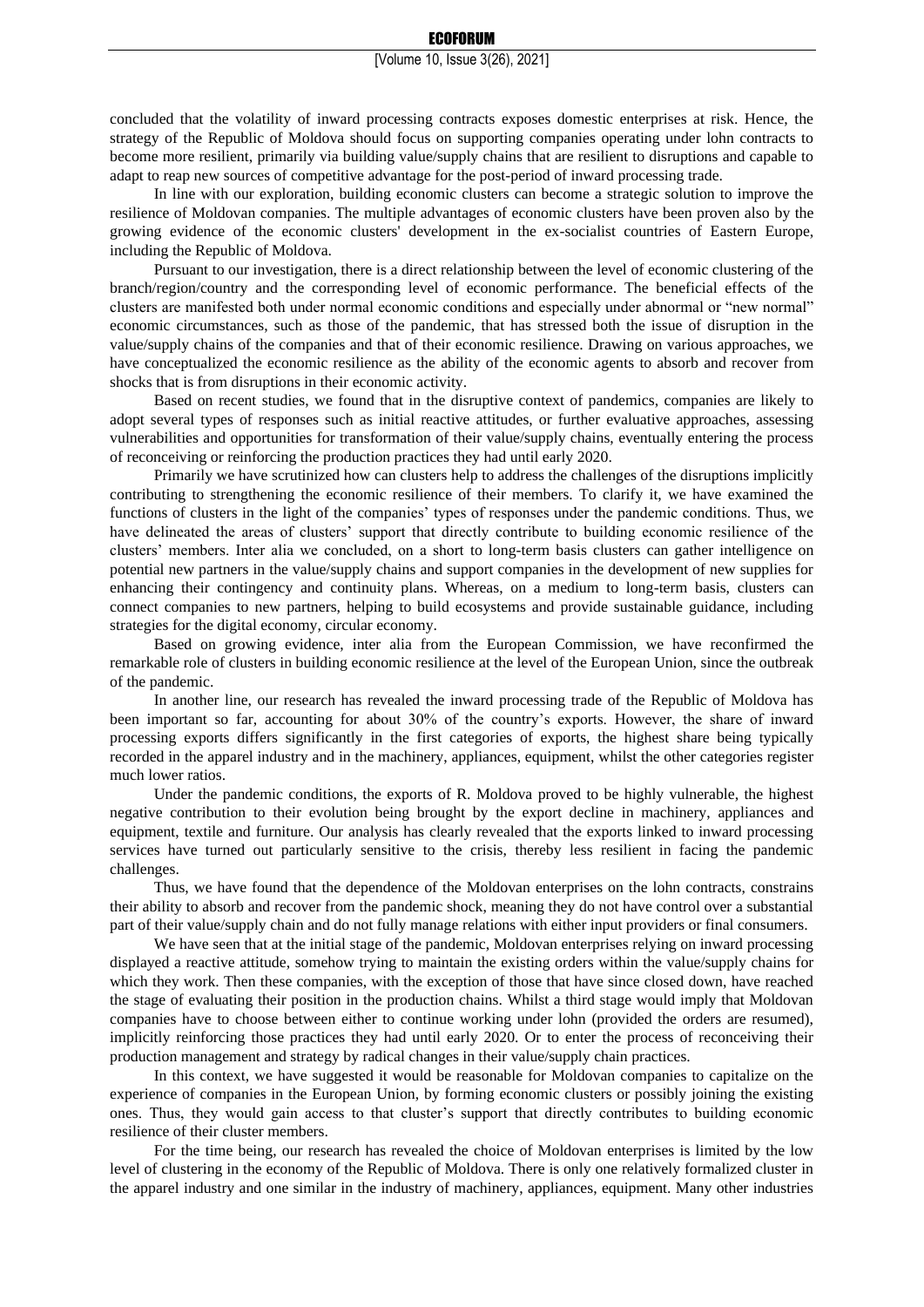concluded that the volatility of inward processing contracts exposes domestic enterprises at risk. Hence, the strategy of the Republic of Moldova should focus on supporting companies operating under lohn contracts to become more resilient, primarily via building value/supply chains that are resilient to disruptions and capable to adapt to reap new sources of competitive advantage for the post-period of inward processing trade.

In line with our exploration, building economic clusters can become a strategic solution to improve the resilience of Moldovan companies. The multiple advantages of economic clusters have been proven also by the growing evidence of the economic clusters' development in the ex-socialist countries of Eastern Europe, including the Republic of Moldova.

Pursuant to our investigation, there is a direct relationship between the level of economic clustering of the branch/region/country and the corresponding level of economic performance. The beneficial effects of the clusters are manifested both under normal economic conditions and especially under abnormal or "new normal" economic circumstances, such as those of the pandemic, that has stressed both the issue of disruption in the value/supply chains of the companies and that of their economic resilience. Drawing on various approaches, we have conceptualized the economic resilience as the ability of the economic agents to absorb and recover from shocks that is from disruptions in their economic activity.

Based on recent studies, we found that in the disruptive context of pandemics, companies are likely to adopt several types of responses such as initial reactive attitudes, or further evaluative approaches, assessing vulnerabilities and opportunities for transformation of their value/supply chains, eventually entering the process of reconceiving or reinforcing the production practices they had until early 2020.

Primarily we have scrutinized how can clusters help to address the challenges of the disruptions implicitly contributing to strengthening the economic resilience of their members. To clarify it, we have examined the functions of clusters in the light of the companies' types of responses under the pandemic conditions. Thus, we have delineated the areas of clusters' support that directly contribute to building economic resilience of the clusters' members. Inter alia we concluded, on a short to long-term basis clusters can gather intelligence on potential new partners in the value/supply chains and support companies in the development of new supplies for enhancing their contingency and continuity plans. Whereas, on a medium to long-term basis, clusters can connect companies to new partners, helping to build ecosystems and provide sustainable guidance, including strategies for the digital economy, circular economy.

Based on growing evidence, inter alia from the European Commission, we have reconfirmed the remarkable role of clusters in building economic resilience at the level of the European Union, since the outbreak of the pandemic.

In another line, our research has revealed the inward processing trade of the Republic of Moldova has been important so far, accounting for about 30% of the country's exports. However, the share of inward processing exports differs significantly in the first categories of exports, the highest share being typically recorded in the apparel industry and in the machinery, appliances, equipment, whilst the other categories register much lower ratios.

Under the pandemic conditions, the exports of R. Moldova proved to be highly vulnerable, the highest negative contribution to their evolution being brought by the export decline in machinery, appliances and equipment, textile and furniture. Our analysis has clearly revealed that the exports linked to inward processing services have turned out particularly sensitive to the crisis, thereby less resilient in facing the pandemic challenges.

Thus, we have found that the dependence of the Moldovan enterprises on the lohn contracts, constrains their ability to absorb and recover from the pandemic shock, meaning they do not have control over a substantial part of their value/supply chain and do not fully manage relations with either input providers or final consumers.

We have seen that at the initial stage of the pandemic, Moldovan enterprises relying on inward processing displayed a reactive attitude, somehow trying to maintain the existing orders within the value/supply chains for which they work. Then these companies, with the exception of those that have since closed down, have reached the stage of evaluating their position in the production chains. Whilst a third stage would imply that Moldovan companies have to choose between either to continue working under lohn (provided the orders are resumed), implicitly reinforcing those practices they had until early 2020. Or to enter the process of reconceiving their production management and strategy by radical changes in their value/supply chain practices.

In this context, we have suggested it would be reasonable for Moldovan companies to capitalize on the experience of companies in the European Union, by forming economic clusters or possibly joining the existing ones. Thus, they would gain access to that cluster's support that directly contributes to building economic resilience of their cluster members.

For the time being, our research has revealed the choice of Moldovan enterprises is limited by the low level of clustering in the economy of the Republic of Moldova. There is only one relatively formalized cluster in the apparel industry and one similar in the industry of machinery, appliances, equipment. Many other industries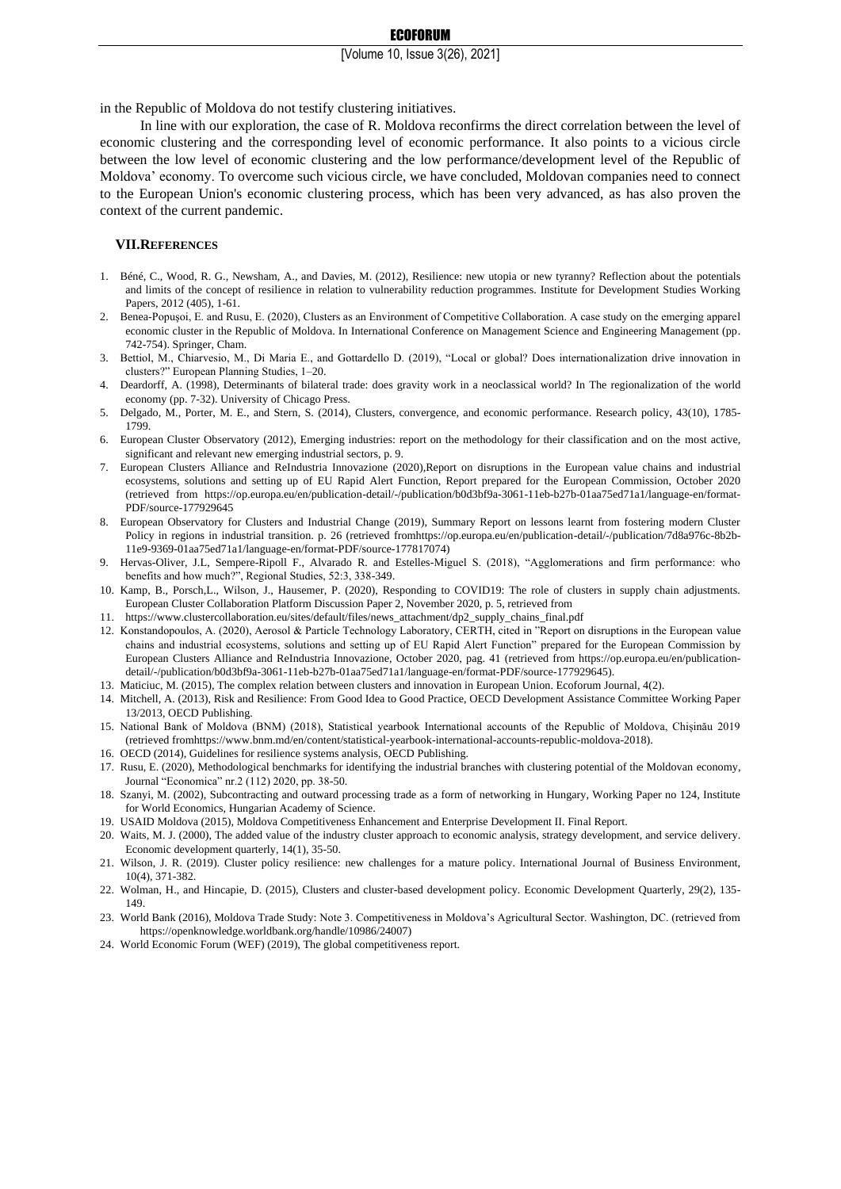in the Republic of Moldova do not testify clustering initiatives.

In line with our exploration, the case of R. Moldova reconfirms the direct correlation between the level of economic clustering and the corresponding level of economic performance. It also points to a vicious circle between the low level of economic clustering and the low performance/development level of the Republic of Moldova' economy. To overcome such vicious circle, we have concluded, Moldovan companies need to connect to the European Union's economic clustering process, which has been very advanced, as has also proven the context of the current pandemic.

## VII. REFERENCES

1. Béné, C., Wood, R. G., Newsham, A., and Davies, M. (2012), Resilience: new utopia or new tyranny? Reflection about the potentials and limits of the concept of resilience in relation to vulnerability reduction programmes. Institute for Development Studies Working Papers, 2012 (405), 1-61.
2. Benea-Popuşoi, E. and Rusu, E. (2020), Clusters as an Environment of Competitive Collaboration. A case study on the emerging apparel economic cluster in the Republic of Moldova. In International Conference on Management Science and Engineering Management (pp. 742-754). Springer, Cham.
3. Bettiol, M., Chiarvesio, M., Di Maria E., and Gottardello D. (2019), "Local or global? Does internationalization drive innovation in clusters?" European Planning Studies, 1–20.
4. Deardorff, A. (1998), Determinants of bilateral trade: does gravity work in a neoclassical world? In The regionalization of the world economy (pp. 7-32). University of Chicago Press.
5. Delgado, M., Porter, M. E., and Stern, S. (2014), Clusters, convergence, and economic performance. Research policy, 43(10), 1785-1799.
6. European Cluster Observatory (2012), Emerging industries: report on the methodology for their classification and on the most active, significant and relevant new emerging industrial sectors, p. 9.
7. European Clusters Alliance and ReIndustria Innovazione (2020),Report on disruptions in the European value chains and industrial ecosystems, solutions and setting up of EU Rapid Alert Function, Report prepared for the European Commission, October 2020 (retrieved from https://op.europa.eu/en/publication-detail/-/publication/b0d3bf9a-3061-11eb-b27b-01aa75ed71a1/language-en/format-PDF/source-177929645
8. European Observatory for Clusters and Industrial Change (2019), Summary Report on lessons learnt from fostering modern Cluster Policy in regions in industrial transition. p. 26 (retrieved fromhttps://op.europa.eu/en/publication-detail/-/publication/7d8a976c-8b2b-11e9-9369-01aa75ed71a1/language-en/format-PDF/source-177817074)
9. Hervas-Oliver, J.L, Sempere-Ripoll F., Alvarado R. and Estelles-Miguel S. (2018), "Agglomerations and firm performance: who benefits and how much?", Regional Studies, 52:3, 338-349.
10. Kamp, B., Porsch,L., Wilson, J., Hausemer, P. (2020), Responding to COVID19: The role of clusters in supply chain adjustments. European Cluster Collaboration Platform Discussion Paper 2, November 2020, p. 5, retrieved from
11. https://www.clustercollaboration.eu/sites/default/files/news_attachment/dp2_supply_chains_final.pdf
12. Konstandopoulos, A. (2020), Aerosol & Particle Technology Laboratory, CERTH, cited in "Report on disruptions in the European value chains and industrial ecosystems, solutions and setting up of EU Rapid Alert Function" prepared for the European Commission by European Clusters Alliance and ReIndustria Innovazione, October 2020, pag. 41 (retrieved from https://op.europa.eu/en/publication-detail/-/publication/b0d3bf9a-3061-11eb-b27b-01aa75ed71a1/language-en/format-PDF/source-177929645).
13. Maticiuc, M. (2015), The complex relation between clusters and innovation in European Union. Ecoforum Journal, 4(2).
14. Mitchell, A. (2013), Risk and Resilience: From Good Idea to Good Practice, OECD Development Assistance Committee Working Paper 13/2013, OECD Publishing.
15. National Bank of Moldova (BNM) (2018), Statistical yearbook International accounts of the Republic of Moldova, Chişinău 2019 (retrieved fromhttps://www.bnm.md/en/content/statistical-yearbook-international-accounts-republic-moldova-2018).
16. OECD (2014), Guidelines for resilience systems analysis, OECD Publishing.
17. Rusu, E. (2020), Methodological benchmarks for identifying the industrial branches with clustering potential of the Moldovan economy, Journal "Economica" nr.2 (112) 2020, pp. 38-50.
18. Szanyi, M. (2002), Subcontracting and outward processing trade as a form of networking in Hungary, Working Paper no 124, Institute for World Economics, Hungarian Academy of Science.
19. USAID Moldova (2015), Moldova Competitiveness Enhancement and Enterprise Development II. Final Report.
20. Waits, M. J. (2000), The added value of the industry cluster approach to economic analysis, strategy development, and service delivery. Economic development quarterly, 14(1), 35-50.
21. Wilson, J. R. (2019). Cluster policy resilience: new challenges for a mature policy. International Journal of Business Environment, 10(4), 371-382.
22. Wolman, H., and Hincapie, D. (2015), Clusters and cluster-based development policy. Economic Development Quarterly, 29(2), 135-149.
23. World Bank (2016), Moldova Trade Study: Note 3. Competitiveness in Moldova's Agricultural Sector. Washington, DC. (retrieved from https://openknowledge.worldbank.org/handle/10986/24007)
24. World Economic Forum (WEF) (2019), The global competitiveness report.